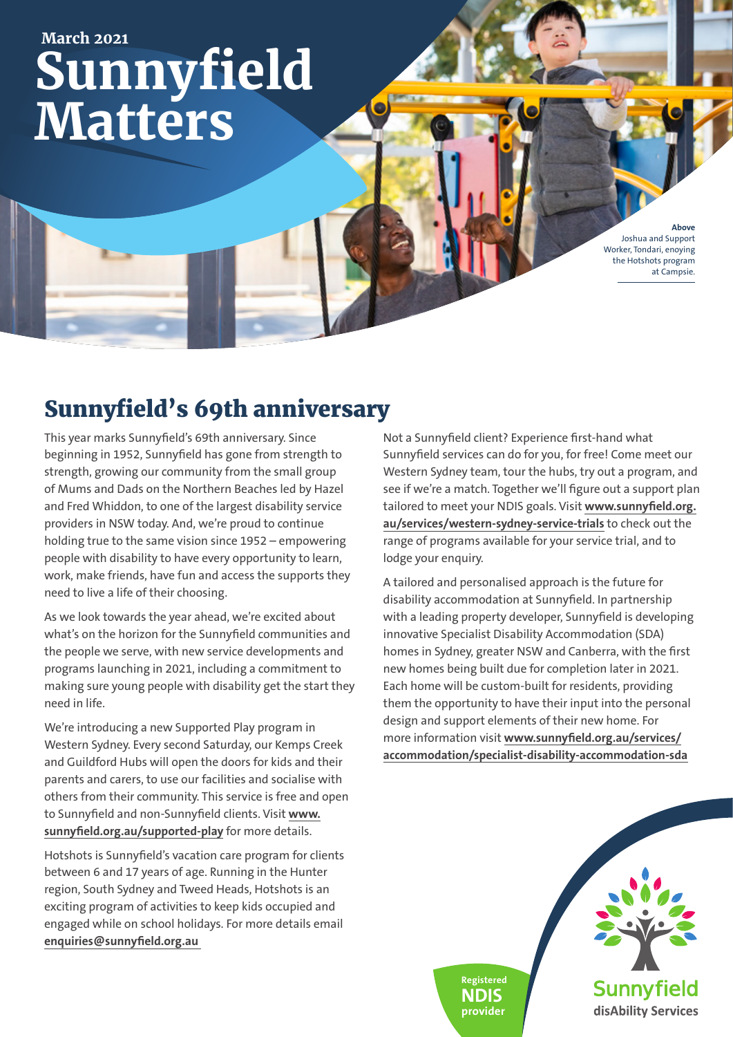March 2021

# Sunnyfield Matters

**Above**
Joshua and Support Worker, Tondari, enoying the Hotshots program at Campsie.

## Sunnyfield's 69th anniversary

This year marks Sunnyfield's 69th anniversary. Since beginning in 1952, Sunnyfield has gone from strength to strength, growing our community from the small group of Mums and Dads on the Northern Beaches led by Hazel and Fred Whiddon, to one of the largest disability service providers in NSW today. And, we're proud to continue holding true to the same vision since 1952 – empowering people with disability to have every opportunity to learn, work, make friends, have fun and access the supports they need to live a life of their choosing.

As we look towards the year ahead, we're excited about what's on the horizon for the Sunnyfield communities and the people we serve, with new service developments and programs launching in 2021, including a commitment to making sure young people with disability get the start they need in life.

We're introducing a new Supported Play program in Western Sydney. Every second Saturday, our Kemps Creek and Guildford Hubs will open the doors for kids and their parents and carers, to use our facilities and socialise with others from their community. This service is free and open to Sunnyfield and non-Sunnyfield clients. Visit **www.sunnyfield.org.au/supported-play** for more details.

Hotshots is Sunnyfield's vacation care program for clients between 6 and 17 years of age. Running in the Hunter region, South Sydney and Tweed Heads, Hotshots is an exciting program of activities to keep kids occupied and engaged while on school holidays. For more details email **enquiries@sunnyfield.org.au**

Not a Sunnyfield client? Experience first-hand what Sunnyfield services can do for you, for free! Come meet our Western Sydney team, tour the hubs, try out a program, and see if we're a match. Together we'll figure out a support plan tailored to meet your NDIS goals. Visit **www.sunnyfield.org.au/services/western-sydney-service-trials** to check out the range of programs available for your service trial, and to lodge your enquiry.

A tailored and personalised approach is the future for disability accommodation at Sunnyfield. In partnership with a leading property developer, Sunnyfield is developing innovative Specialist Disability Accommodation (SDA) homes in Sydney, greater NSW and Canberra, with the first new homes being built due for completion later in 2021. Each home will be custom-built for residents, providing them the opportunity to have their input into the personal design and support elements of their new home. For more information visit **www.sunnyfield.org.au/services/accommodation/specialist-disability-accommodation-sda**

Registered **NDIS** provider

Sunnyfield disAbility Services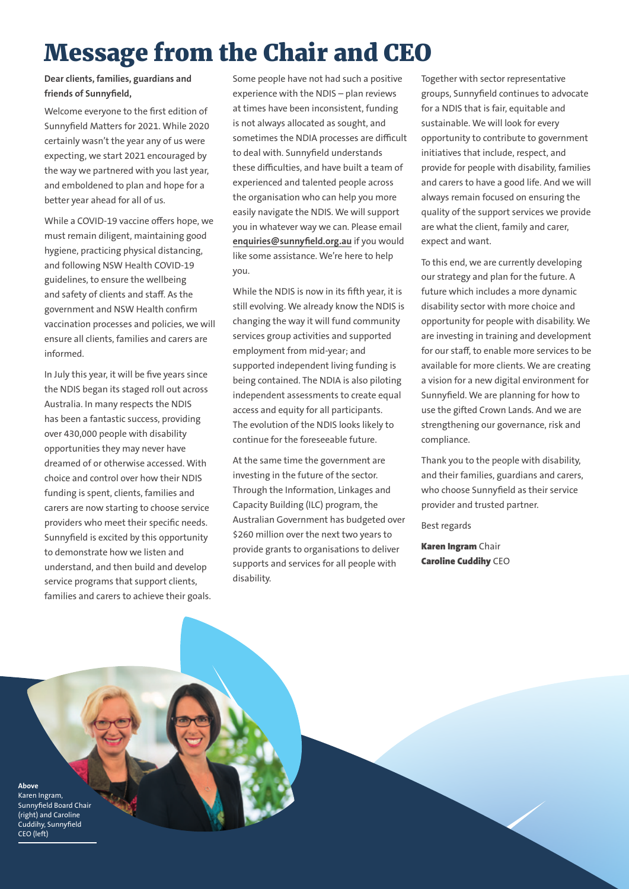# Message from the Chair and CEO

**Dear clients, families, guardians and friends of Sunnyfield,**

Welcome everyone to the first edition of Sunnyfield Matters for 2021. While 2020 certainly wasn't the year any of us were expecting, we start 2021 encouraged by the way we partnered with you last year, and emboldened to plan and hope for a better year ahead for all of us.

While a COVID-19 vaccine offers hope, we must remain diligent, maintaining good hygiene, practicing physical distancing, and following NSW Health COVID-19 guidelines, to ensure the wellbeing and safety of clients and staff. As the government and NSW Health confirm vaccination processes and policies, we will ensure all clients, families and carers are informed.

In July this year, it will be five years since the NDIS began its staged roll out across Australia. In many respects the NDIS has been a fantastic success, providing over 430,000 people with disability opportunities they may never have dreamed of or otherwise accessed. With choice and control over how their NDIS funding is spent, clients, families and carers are now starting to choose service providers who meet their specific needs. Sunnyfield is excited by this opportunity to demonstrate how we listen and understand, and then build and develop service programs that support clients, families and carers to achieve their goals.

Some people have not had such a positive experience with the NDIS – plan reviews at times have been inconsistent, funding is not always allocated as sought, and sometimes the NDIA processes are difficult to deal with. Sunnyfield understands these difficulties, and have built a team of experienced and talented people across the organisation who can help you more easily navigate the NDIS. We will support you in whatever way we can. Please email **enquiries@sunnyfield.org.au** if you would like some assistance. We're here to help you.

While the NDIS is now in its fifth year, it is still evolving. We already know the NDIS is changing the way it will fund community services group activities and supported employment from mid-year; and supported independent living funding is being contained. The NDIA is also piloting independent assessments to create equal access and equity for all participants. The evolution of the NDIS looks likely to continue for the foreseeable future.

At the same time the government are investing in the future of the sector. Through the Information, Linkages and Capacity Building (ILC) program, the Australian Government has budgeted over $260 million over the next two years to provide grants to organisations to deliver supports and services for all people with disability.

Together with sector representative groups, Sunnyfield continues to advocate for a NDIS that is fair, equitable and sustainable. We will look for every opportunity to contribute to government initiatives that include, respect, and provide for people with disability, families and carers to have a good life. And we will always remain focused on ensuring the quality of the support services we provide are what the client, family and carer, expect and want.

To this end, we are currently developing our strategy and plan for the future. A future which includes a more dynamic disability sector with more choice and opportunity for people with disability. We are investing in training and development for our staff, to enable more services to be available for more clients. We are creating a vision for a new digital environment for Sunnyfield. We are planning for how to use the gifted Crown Lands. And we are strengthening our governance, risk and compliance.

Thank you to the people with disability, and their families, guardians and carers, who choose Sunnyfield as their service provider and trusted partner.

Best regards

**Karen Ingram** Chair
**Caroline Cuddihy** CEO

**Above**
Karen Ingram, Sunnyfield Board Chair (right) and Caroline Cuddihy, Sunnyfield CEO (left)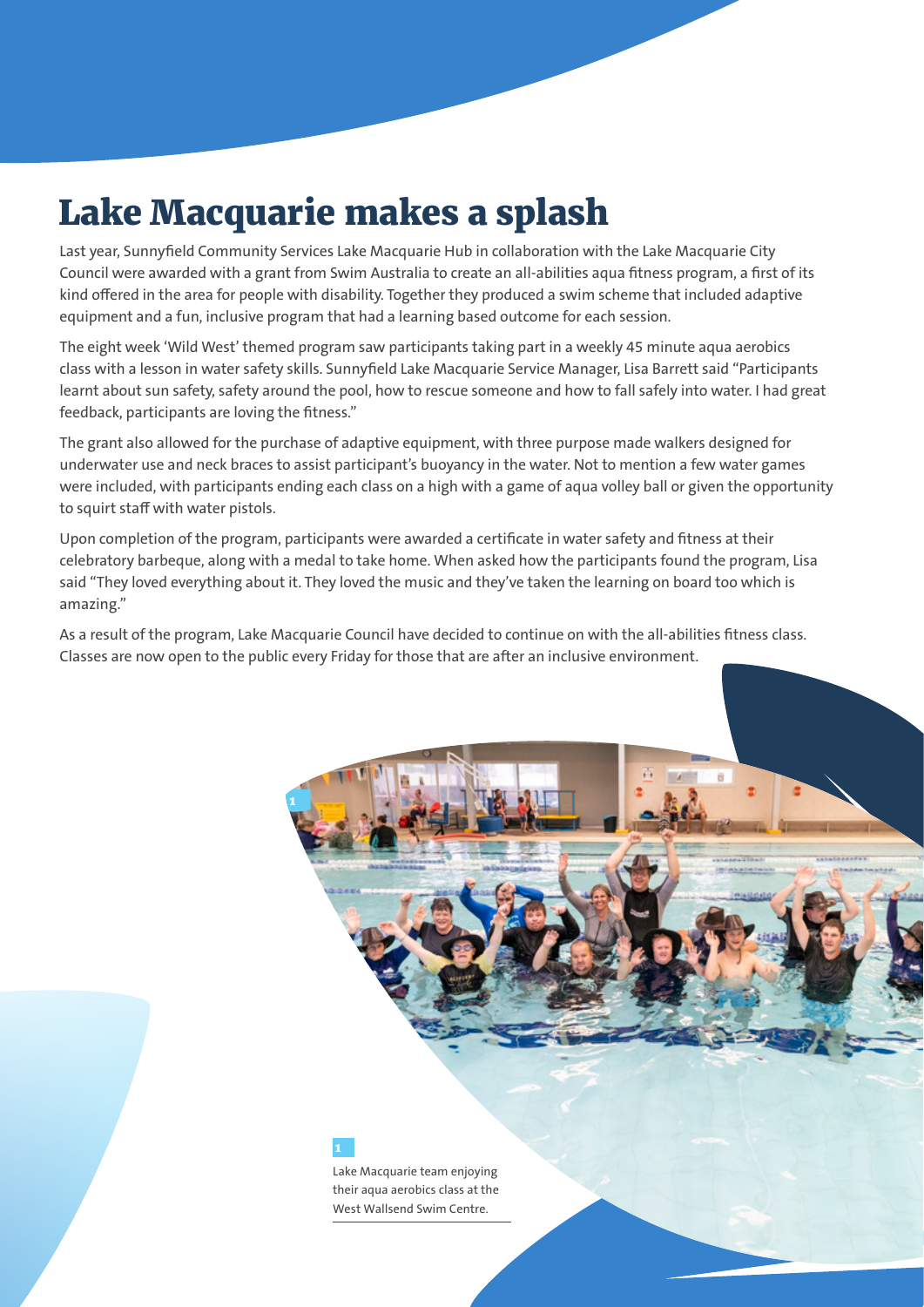# Lake Macquarie makes a splash

Last year, Sunnyfield Community Services Lake Macquarie Hub in collaboration with the Lake Macquarie City Council were awarded with a grant from Swim Australia to create an all-abilities aqua fitness program, a first of its kind offered in the area for people with disability. Together they produced a swim scheme that included adaptive equipment and a fun, inclusive program that had a learning based outcome for each session.

The eight week 'Wild West' themed program saw participants taking part in a weekly 45 minute aqua aerobics class with a lesson in water safety skills. Sunnyfield Lake Macquarie Service Manager, Lisa Barrett said "Participants learnt about sun safety, safety around the pool, how to rescue someone and how to fall safely into water. I had great feedback, participants are loving the fitness."

The grant also allowed for the purchase of adaptive equipment, with three purpose made walkers designed for underwater use and neck braces to assist participant's buoyancy in the water. Not to mention a few water games were included, with participants ending each class on a high with a game of aqua volley ball or given the opportunity to squirt staff with water pistols.

Upon completion of the program, participants were awarded a certificate in water safety and fitness at their celebratory barbeque, along with a medal to take home. When asked how the participants found the program, Lisa said "They loved everything about it. They loved the music and they've taken the learning on board too which is amazing."

As a result of the program, Lake Macquarie Council have decided to continue on with the all-abilities fitness class. Classes are now open to the public every Friday for those that are after an inclusive environment.

1

Lake Macquarie team enjoying their aqua aerobics class at the West Wallsend Swim Centre.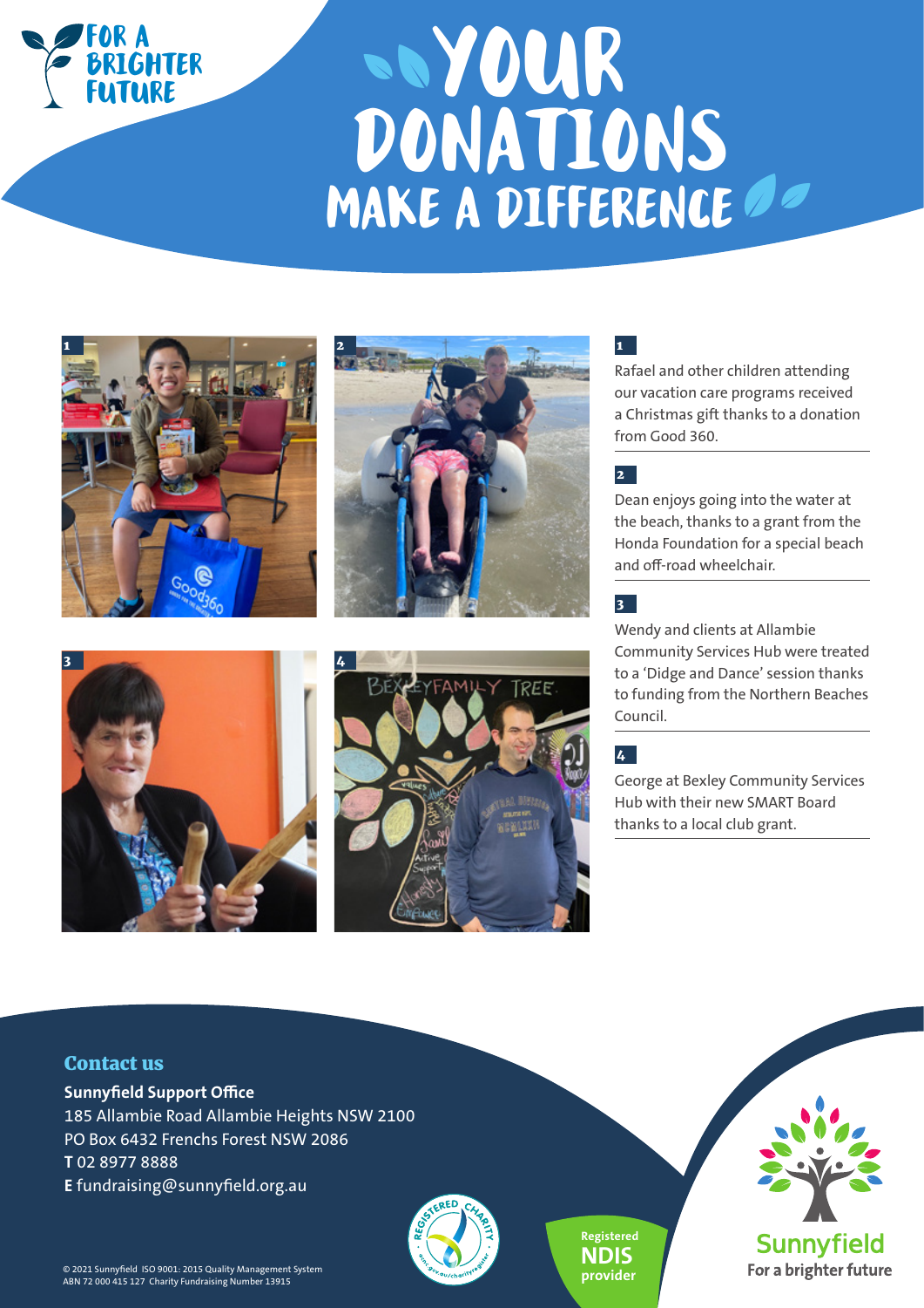FOR A BRIGHTER FUTURE

# YOUR DONATIONS MAKE A DIFFERENCE

**1**

Rafael and other children attending our vacation care programs received a Christmas gift thanks to a donation from Good 360.

**2**

Dean enjoys going into the water at the beach, thanks to a grant from the Honda Foundation for a special beach and off-road wheelchair.

**3**

Wendy and clients at Allambie Community Services Hub were treated to a 'Didge and Dance' session thanks to funding from the Northern Beaches Council.

**4**

George at Bexley Community Services Hub with their new SMART Board thanks to a local club grant.

## Contact us

**Sunnyfield Support Office**
185 Allambie Road Allambie Heights NSW 2100
PO Box 6432 Frenchs Forest NSW 2086
**T** 02 8977 8888
**E** fundraising@sunnyfield.org.au

Registered NDIS provider

Sunnyfield
For a brighter future

© 2021 Sunnyfield ISO 9001: 2015 Quality Management System
ABN 72 000 415 127 Charity Fundraising Number 13915